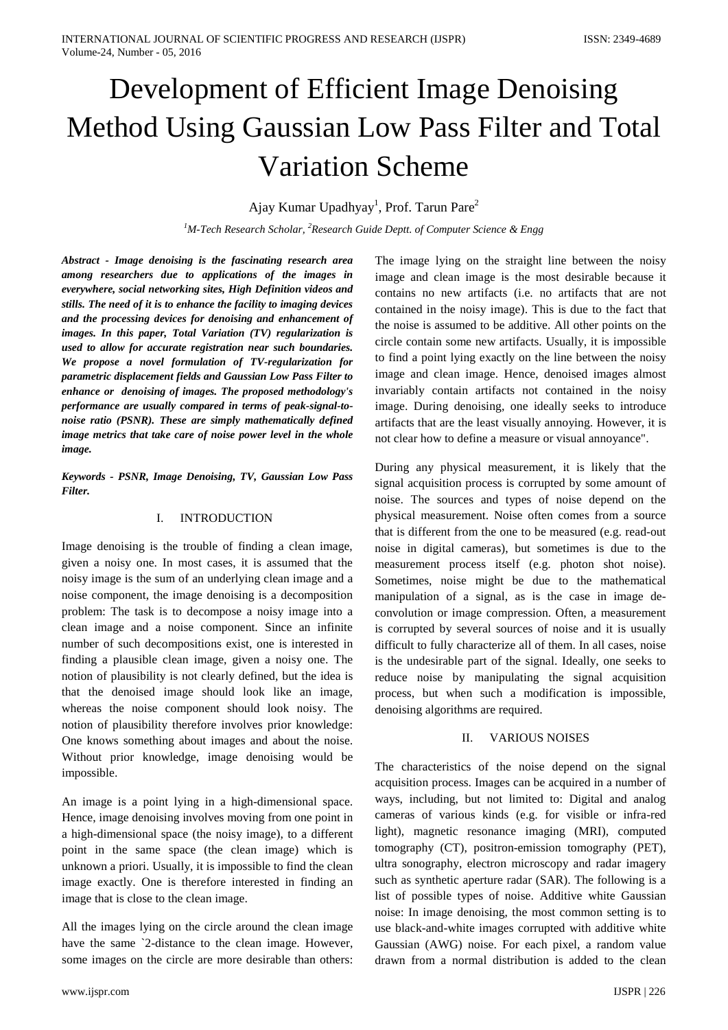# Development of Efficient Image Denoising Method Using Gaussian Low Pass Filter and Total Variation Scheme

Ajay Kumar Upadhyay[1], Prof. Tarun Pare[2]

*[1]M-Tech Research Scholar, [2]Research Guide Deptt. of Computer Science & Engg*

***Abstract - Image denoising is the fascinating research area among researchers due to applications of the images in everywhere, social networking sites, High Definition videos and stills. The need of it is to enhance the facility to imaging devices and the processing devices for denoising and enhancement of images. In this paper, Total Variation (TV) regularization is used to allow for accurate registration near such boundaries. We propose a novel formulation of TV-regularization for parametric displacement fields and Gaussian Low Pass Filter to enhance or denoising of images. The proposed methodology's performance are usually compared in terms of peak-signal-to-noise ratio (PSNR). These are simply mathematically defined image metrics that take care of noise power level in the whole image.***

***Keywords - PSNR, Image Denoising, TV, Gaussian Low Pass Filter.***

## I. INTRODUCTION

Image denoising is the trouble of finding a clean image, given a noisy one. In most cases, it is assumed that the noisy image is the sum of an underlying clean image and a noise component, the image denoising is a decomposition problem: The task is to decompose a noisy image into a clean image and a noise component. Since an infinite number of such decompositions exist, one is interested in finding a plausible clean image, given a noisy one. The notion of plausibility is not clearly defined, but the idea is that the denoised image should look like an image, whereas the noise component should look noisy. The notion of plausibility therefore involves prior knowledge: One knows something about images and about the noise. Without prior knowledge, image denoising would be impossible.

An image is a point lying in a high-dimensional space. Hence, image denoising involves moving from one point in a high-dimensional space (the noisy image), to a different point in the same space (the clean image) which is unknown a priori. Usually, it is impossible to find the clean image exactly. One is therefore interested in finding an image that is close to the clean image.

All the images lying on the circle around the clean image have the same `2-distance to the clean image. However, some images on the circle are more desirable than others: The image lying on the straight line between the noisy image and clean image is the most desirable because it contains no new artifacts (i.e. no artifacts that are not contained in the noisy image). This is due to the fact that the noise is assumed to be additive. All other points on the circle contain some new artifacts. Usually, it is impossible to find a point lying exactly on the line between the noisy image and clean image. Hence, denoised images almost invariably contain artifacts not contained in the noisy image. During denoising, one ideally seeks to introduce artifacts that are the least visually annoying. However, it is not clear how to define a measure or visual annoyance".

During any physical measurement, it is likely that the signal acquisition process is corrupted by some amount of noise. The sources and types of noise depend on the physical measurement. Noise often comes from a source that is different from the one to be measured (e.g. read-out noise in digital cameras), but sometimes is due to the measurement process itself (e.g. photon shot noise). Sometimes, noise might be due to the mathematical manipulation of a signal, as is the case in image de-convolution or image compression. Often, a measurement is corrupted by several sources of noise and it is usually difficult to fully characterize all of them. In all cases, noise is the undesirable part of the signal. Ideally, one seeks to reduce noise by manipulating the signal acquisition process, but when such a modification is impossible, denoising algorithms are required.

## II. VARIOUS NOISES

The characteristics of the noise depend on the signal acquisition process. Images can be acquired in a number of ways, including, but not limited to: Digital and analog cameras of various kinds (e.g. for visible or infra-red light), magnetic resonance imaging (MRI), computed tomography (CT), positron-emission tomography (PET), ultra sonography, electron microscopy and radar imagery such as synthetic aperture radar (SAR). The following is a list of possible types of noise. Additive white Gaussian noise: In image denoising, the most common setting is to use black-and-white images corrupted with additive white Gaussian (AWG) noise. For each pixel, a random value drawn from a normal distribution is added to the clean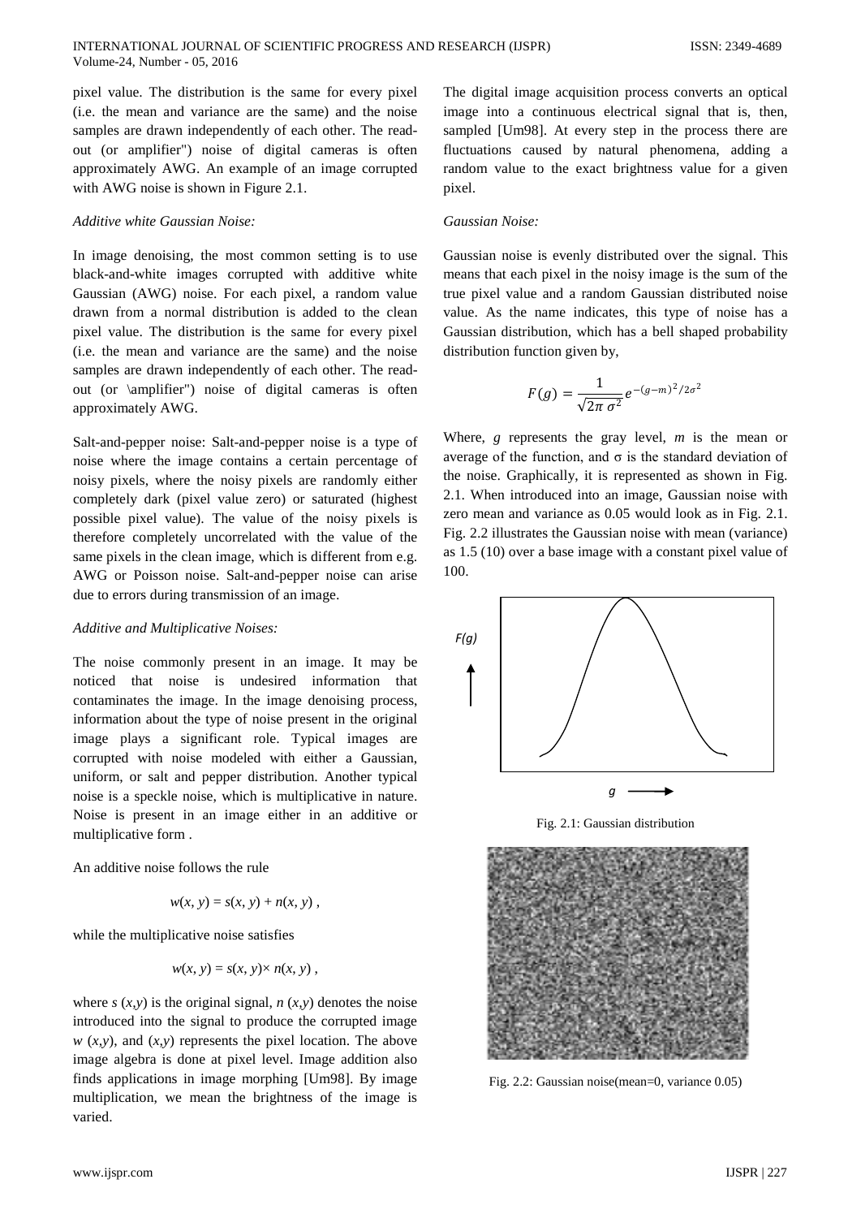pixel value. The distribution is the same for every pixel (i.e. the mean and variance are the same) and the noise samples are drawn independently of each other. The read-out (or amplifier") noise of digital cameras is often approximately AWG. An example of an image corrupted with AWG noise is shown in Figure 2.1.

*Additive white Gaussian Noise:*

In image denoising, the most common setting is to use black-and-white images corrupted with additive white Gaussian (AWG) noise. For each pixel, a random value drawn from a normal distribution is added to the clean pixel value. The distribution is the same for every pixel (i.e. the mean and variance are the same) and the noise samples are drawn independently of each other. The read-out (or \amplifier") noise of digital cameras is often approximately AWG.

Salt-and-pepper noise: Salt-and-pepper noise is a type of noise where the image contains a certain percentage of noisy pixels, where the noisy pixels are randomly either completely dark (pixel value zero) or saturated (highest possible pixel value). The value of the noisy pixels is therefore completely uncorrelated with the value of the same pixels in the clean image, which is different from e.g. AWG or Poisson noise. Salt-and-pepper noise can arise due to errors during transmission of an image.

*Additive and Multiplicative Noises:*

The noise commonly present in an image. It may be noticed that noise is undesired information that contaminates the image. In the image denoising process, information about the type of noise present in the original image plays a significant role. Typical images are corrupted with noise modeled with either a Gaussian, uniform, or salt and pepper distribution. Another typical noise is a speckle noise, which is multiplicative in nature. Noise is present in an image either in an additive or multiplicative form .

An additive noise follows the rule

$$w(x, y) = s(x, y) + n(x, y) ,$$

while the multiplicative noise satisfies

$$w(x, y) = s(x, y) \times n(x, y) ,$$

where $s\ (x,y)$ is the original signal, $n\ (x,y)$ denotes the noise introduced into the signal to produce the corrupted image $w\ (x,y)$, and $(x,y)$ represents the pixel location. The above image algebra is done at pixel level. Image addition also finds applications in image morphing [Um98]. By image multiplication, we mean the brightness of the image is varied.

The digital image acquisition process converts an optical image into a continuous electrical signal that is, then, sampled [Um98]. At every step in the process there are fluctuations caused by natural phenomena, adding a random value to the exact brightness value for a given pixel.

*Gaussian Noise:*

Gaussian noise is evenly distributed over the signal. This means that each pixel in the noisy image is the sum of the true pixel value and a random Gaussian distributed noise value. As the name indicates, this type of noise has a Gaussian distribution, which has a bell shaped probability distribution function given by,

$$F(g) = \frac{1}{\sqrt{2\pi\,\sigma^2}} e^{-(g-m)^2/2\sigma^2}$$

Where, $g$ represents the gray level, $m$ is the mean or average of the function, and σ is the standard deviation of the noise. Graphically, it is represented as shown in Fig. 2.1. When introduced into an image, Gaussian noise with zero mean and variance as 0.05 would look as in Fig. 2.1. Fig. 2.2 illustrates the Gaussian noise with mean (variance) as 1.5 (10) over a base image with a constant pixel value of 100.

Fig. 2.1: Gaussian distribution

Fig. 2.2: Gaussian noise(mean=0, variance 0.05)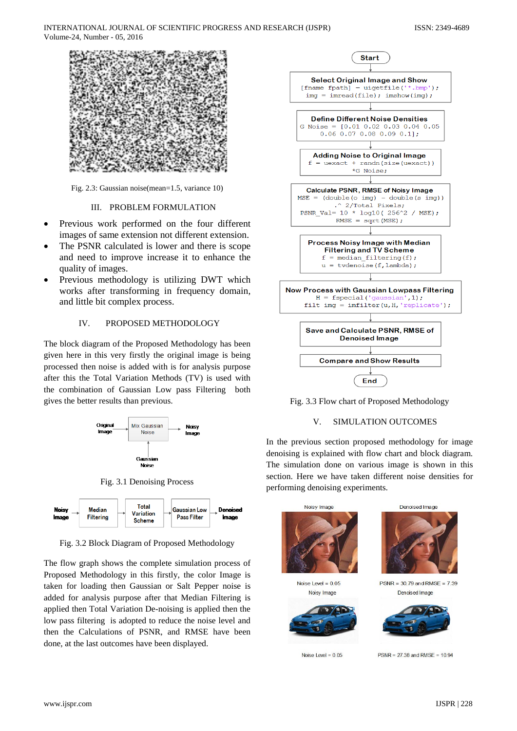Fig. 2.3: Gaussian noise(mean=1.5, variance 10)

## III. PROBLEM FORMULATION

- Previous work performed on the four different images of same extension not different extension.
- The PSNR calculated is lower and there is scope and need to improve increase it to enhance the quality of images.
- Previous methodology is utilizing DWT which works after transforming in frequency domain, and little bit complex process.

## IV. PROPOSED METHODOLOGY

The block diagram of the Proposed Methodology has been given here in this very firstly the original image is being processed then noise is added with is for analysis purpose after this the Total Variation Methods (TV) is used with the combination of Gaussian Low pass Filtering both gives the better results than previous.

Original Image → Mix Gaussian Noise → Noisy Image
Gaussian Noise

Fig. 3.1 Denoising Process

Noisy Image → Median Filtering → Total Variation Scheme → Gaussian Low Pass Filter → Denoised Image

Fig. 3.2 Block Diagram of Proposed Methodology

The flow graph shows the complete simulation process of Proposed Methodology in this firstly, the color Image is taken for loading then Gaussian or Salt Pepper noise is added for analysis purpose after that Median Filtering is applied then Total Variation De-noising is applied then the low pass filtering is adopted to reduce the noise level and then the Calculations of PSNR, and RMSE have been done, at the last outcomes have been displayed.

Start

**Select Original Image and Show**
```
[fname fpath] = uigetfile('*.bmp');
img = imread(file); imshow(img);
```

**Define Different Noise Densities**
```
G Noise = [0.01 0.02 0.03 0.04 0.05
0.06 0.07 0.08 0.09 0.1];
```

**Adding Noise to Original Image**
```
f = uexact + randn(size(uexact))
*G Noise;
```

**Calculate PSNR, RMSE of Noisy Image**
```
MSE = (double(o img) - double(s img))
.^ 2/Total Pixels;
PSNR_Val= 10 * log10( 256^2 / MSE);
RMSE = sqrt(MSE);
```

**Process Noisy Image with Median Filtering and TV Scheme**
```
f = median_filtering(f);
u = tvdenoise(f,lambda);
```

**Now Process with Gaussian Lowpass Filtering**
```
H = fspecial('gaussian',1);
filt img = imfilter(u,H,'replicate');
```

**Save and Calculate PSNR, RMSE of Denoised Image**

**Compare and Show Results**

End

Fig. 3.3 Flow chart of Proposed Methodology

## V. SIMULATION OUTCOMES

In the previous section proposed methodology for image denoising is explained with flow chart and block diagram. The simulation done on various image is shown in this section. Here we have taken different noise densities for performing denoising experiments.

Noisy Image | Denoised Image

Noise Level = 0.05 | PSNR = 30.79 and RMSE = 7.39

Noisy Image | Denoised Image

Noise Level = 0.05 | PSNR = 27.38 and RMSE = 10.94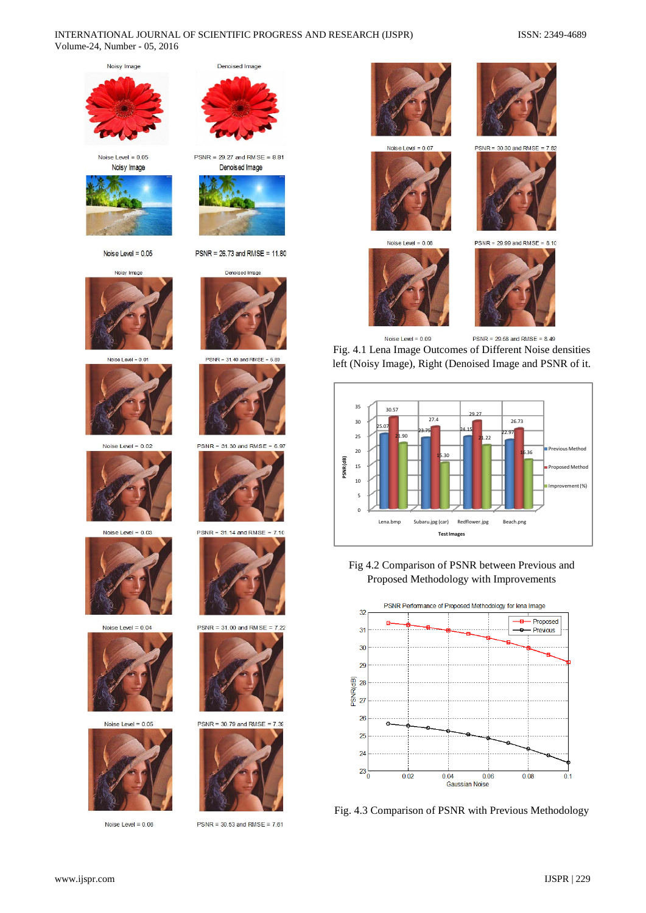Noisy Image | Denoised Image

Noise Level = 0.05 | PSNR = 29.27 and RMSE = 8.81

Noisy Image | Denoised Image

Noise Level = 0.05 | PSNR = 26.73 and RMSE = 11.80

Noisy Image | Denoised Image

Noise Level = 0.01 | PSNR = 31.40 and RMSE = 6.89

Noise Level = 0.02 | PSNR = 31.30 and RMSE = 6.97

Noise Level = 0.03 | PSNR = 31.14 and RMSE = 7.10

Noise Level = 0.04 | PSNR = 31.00 and RMSE = 7.22

Noise Level = 0.05 | PSNR = 30.79 and RMSE = 7.39

Noise Level = 0.06 | PSNR = 30.53 and RMSE = 7.61

Noise Level = 0.07 | PSNR = 30.30 and RMSE = 7.82

Noise Level = 0.08 | PSNR = 29.99 and RMSE = 8.10

Noise Level = 0.09 | PSNR = 29.68 and RMSE = 8.49

Fig. 4.1 Lena Image Outcomes of Different Noise densities left (Noisy Image), Right (Denoised Image and PSNR of it.

Fig 4.2 Comparison of PSNR between Previous and Proposed Methodology with Improvements

Fig. 4.3 Comparison of PSNR with Previous Methodology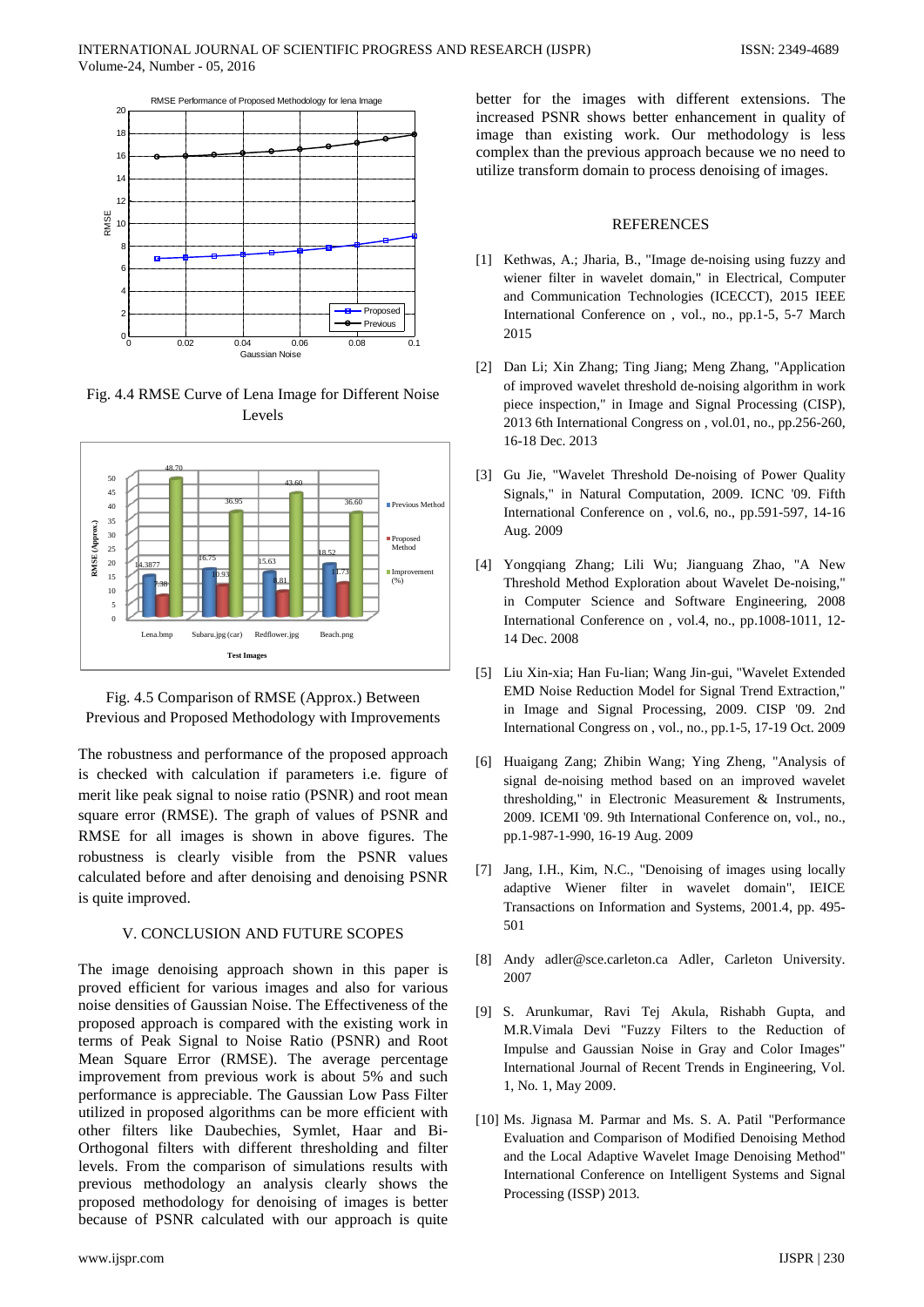Fig. 4.4 RMSE Curve of Lena Image for Different Noise Levels

Fig. 4.5 Comparison of RMSE (Approx.) Between Previous and Proposed Methodology with Improvements

The robustness and performance of the proposed approach is checked with calculation if parameters i.e. figure of merit like peak signal to noise ratio (PSNR) and root mean square error (RMSE). The graph of values of PSNR and RMSE for all images is shown in above figures. The robustness is clearly visible from the PSNR values calculated before and after denoising and denoising PSNR is quite improved.

## V. CONCLUSION AND FUTURE SCOPES

The image denoising approach shown in this paper is proved efficient for various images and also for various noise densities of Gaussian Noise. The Effectiveness of the proposed approach is compared with the existing work in terms of Peak Signal to Noise Ratio (PSNR) and Root Mean Square Error (RMSE). The average percentage improvement from previous work is about 5% and such performance is appreciable. The Gaussian Low Pass Filter utilized in proposed algorithms can be more efficient with other filters like Daubechies, Symlet, Haar and Bi-Orthogonal filters with different thresholding and filter levels. From the comparison of simulations results with previous methodology an analysis clearly shows the proposed methodology for denoising of images is better because of PSNR calculated with our approach is quite better for the images with different extensions. The increased PSNR shows better enhancement in quality of image than existing work. Our methodology is less complex than the previous approach because we no need to utilize transform domain to process denoising of images.

## REFERENCES

[1] Kethwas, A.; Jharia, B., "Image de-noising using fuzzy and wiener filter in wavelet domain," in Electrical, Computer and Communication Technologies (ICECCT), 2015 IEEE International Conference on , vol., no., pp.1-5, 5-7 March 2015

[2] Dan Li; Xin Zhang; Ting Jiang; Meng Zhang, "Application of improved wavelet threshold de-noising algorithm in work piece inspection," in Image and Signal Processing (CISP), 2013 6th International Congress on , vol.01, no., pp.256-260, 16-18 Dec. 2013

[3] Gu Jie, "Wavelet Threshold De-noising of Power Quality Signals," in Natural Computation, 2009. ICNC '09. Fifth International Conference on , vol.6, no., pp.591-597, 14-16 Aug. 2009

[4] Yongqiang Zhang; Lili Wu; Jianguang Zhao, "A New Threshold Method Exploration about Wavelet De-noising," in Computer Science and Software Engineering, 2008 International Conference on , vol.4, no., pp.1008-1011, 12-14 Dec. 2008

[5] Liu Xin-xia; Han Fu-lian; Wang Jin-gui, "Wavelet Extended EMD Noise Reduction Model for Signal Trend Extraction," in Image and Signal Processing, 2009. CISP '09. 2nd International Congress on , vol., no., pp.1-5, 17-19 Oct. 2009

[6] Huaigang Zang; Zhibin Wang; Ying Zheng, "Analysis of signal de-noising method based on an improved wavelet thresholding," in Electronic Measurement & Instruments, 2009. ICEMI '09. 9th International Conference on, vol., no., pp.1-987-1-990, 16-19 Aug. 2009

[7] Jang, I.H., Kim, N.C., "Denoising of images using locally adaptive Wiener filter in wavelet domain", IEICE Transactions on Information and Systems, 2001.4, pp. 495-501

[8] Andy adler@sce.carleton.ca Adler, Carleton University. 2007

[9] S. Arunkumar, Ravi Tej Akula, Rishabh Gupta, and M.R.Vimala Devi "Fuzzy Filters to the Reduction of Impulse and Gaussian Noise in Gray and Color Images" International Journal of Recent Trends in Engineering, Vol. 1, No. 1, May 2009.

[10] Ms. Jignasa M. Parmar and Ms. S. A. Patil "Performance Evaluation and Comparison of Modified Denoising Method and the Local Adaptive Wavelet Image Denoising Method" International Conference on Intelligent Systems and Signal Processing (ISSP) 2013.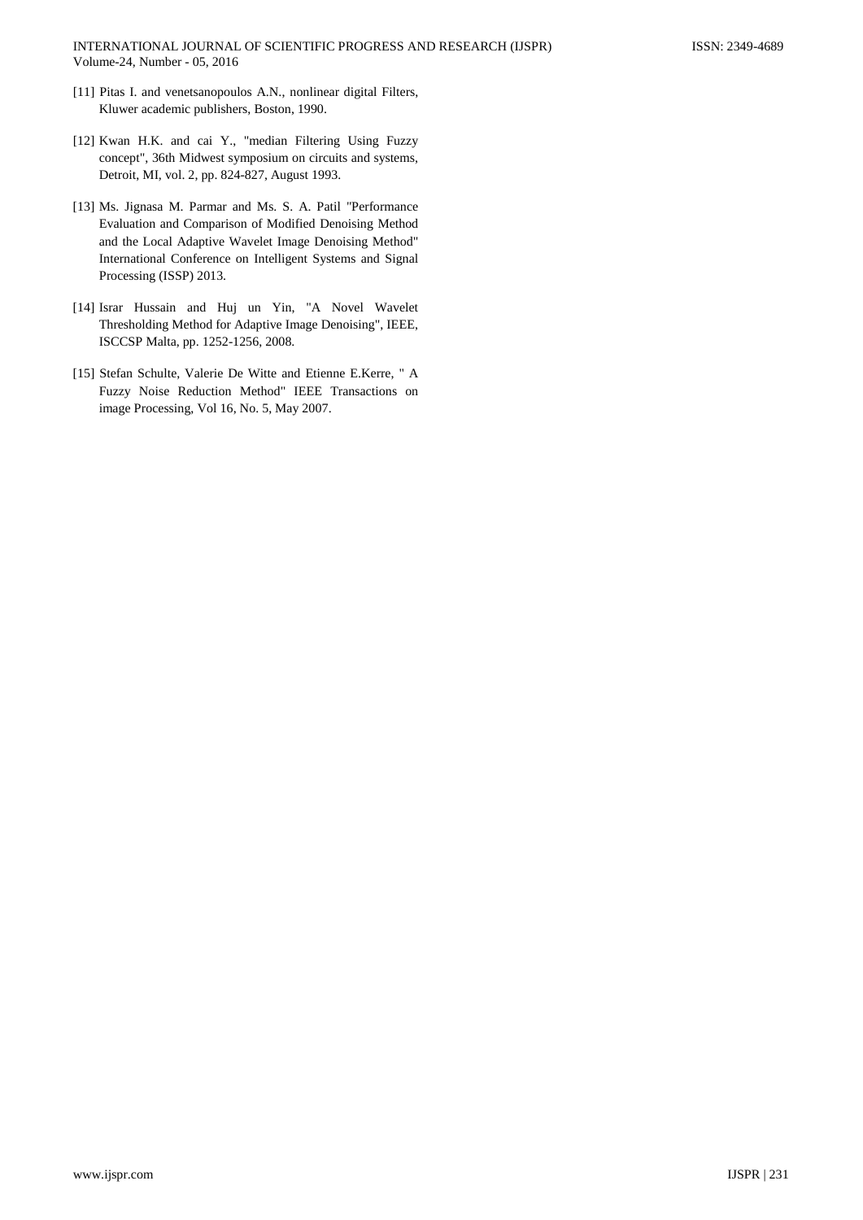[11] Pitas I. and venetsanopoulos A.N., nonlinear digital Filters, Kluwer academic publishers, Boston, 1990.

[12] Kwan H.K. and cai Y., "median Filtering Using Fuzzy concept", 36th Midwest symposium on circuits and systems, Detroit, MI, vol. 2, pp. 824-827, August 1993.

[13] Ms. Jignasa M. Parmar and Ms. S. A. Patil "Performance Evaluation and Comparison of Modified Denoising Method and the Local Adaptive Wavelet Image Denoising Method" International Conference on Intelligent Systems and Signal Processing (ISSP) 2013.

[14] Israr Hussain and Huj un Yin, "A Novel Wavelet Thresholding Method for Adaptive Image Denoising", IEEE, ISCCSP Malta, pp. 1252-1256, 2008.

[15] Stefan Schulte, Valerie De Witte and Etienne E.Kerre, " A Fuzzy Noise Reduction Method" IEEE Transactions on image Processing, Vol 16, No. 5, May 2007.